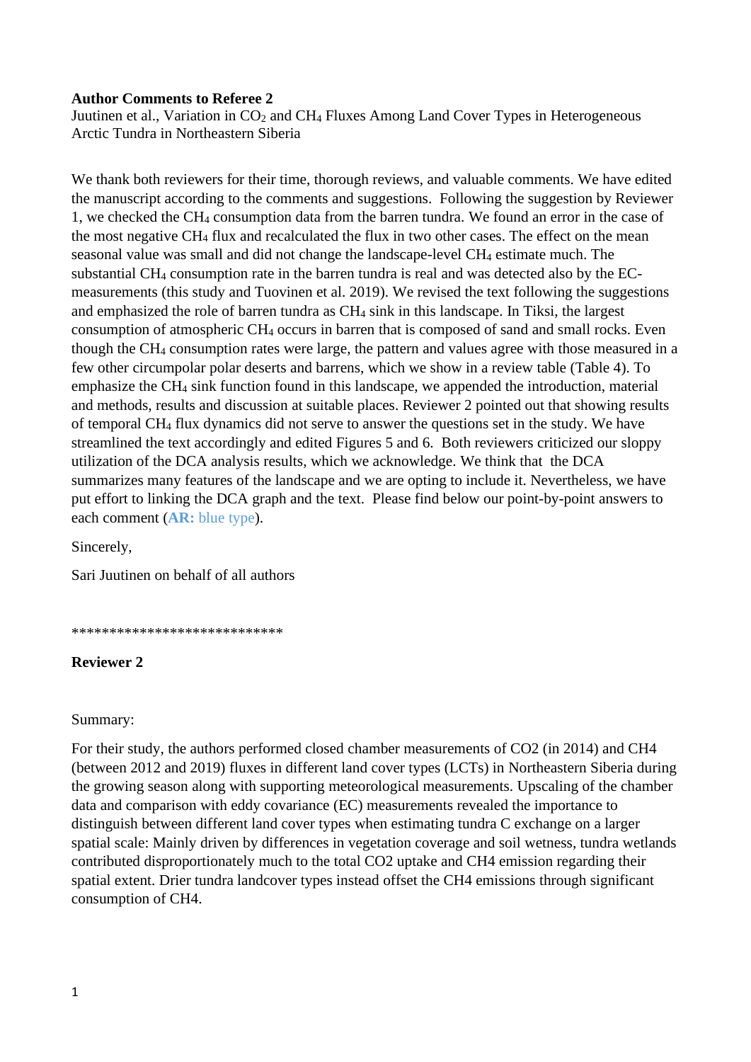**Author Comments to Referee 2**

Juutinen et al., Variation in $CO_2$ and $CH_4$ Fluxes Among Land Cover Types in Heterogeneous Arctic Tundra in Northeastern Siberia

We thank both reviewers for their time, thorough reviews, and valuable comments. We have edited the manuscript according to the comments and suggestions. Following the suggestion by Reviewer 1, we checked the $CH_4$ consumption data from the barren tundra. We found an error in the case of the most negative $CH_4$ flux and recalculated the flux in two other cases. The effect on the mean seasonal value was small and did not change the landscape-level $CH_4$ estimate much. The substantial $CH_4$ consumption rate in the barren tundra is real and was detected also by the EC-measurements (this study and Tuovinen et al. 2019). We revised the text following the suggestions and emphasized the role of barren tundra as $CH_4$ sink in this landscape. In Tiksi, the largest consumption of atmospheric $CH_4$ occurs in barren that is composed of sand and small rocks. Even though the $CH_4$ consumption rates were large, the pattern and values agree with those measured in a few other circumpolar polar deserts and barrens, which we show in a review table (Table 4). To emphasize the $CH_4$ sink function found in this landscape, we appended the introduction, material and methods, results and discussion at suitable places. Reviewer 2 pointed out that showing results of temporal $CH_4$ flux dynamics did not serve to answer the questions set in the study. We have streamlined the text accordingly and edited Figures 5 and 6. Both reviewers criticized our sloppy utilization of the DCA analysis results, which we acknowledge. We think that the DCA summarizes many features of the landscape and we are opting to include it. Nevertheless, we have put effort to linking the DCA graph and the text. Please find below our point-by-point answers to each comment (**AR:** blue type).

Sincerely,

Sari Juutinen on behalf of all authors

****************************

**Reviewer 2**

Summary:

For their study, the authors performed closed chamber measurements of CO2 (in 2014) and CH4 (between 2012 and 2019) fluxes in different land cover types (LCTs) in Northeastern Siberia during the growing season along with supporting meteorological measurements. Upscaling of the chamber data and comparison with eddy covariance (EC) measurements revealed the importance to distinguish between different land cover types when estimating tundra C exchange on a larger spatial scale: Mainly driven by differences in vegetation coverage and soil wetness, tundra wetlands contributed disproportionately much to the total CO2 uptake and CH4 emission regarding their spatial extent. Drier tundra landcover types instead offset the CH4 emissions through significant consumption of CH4.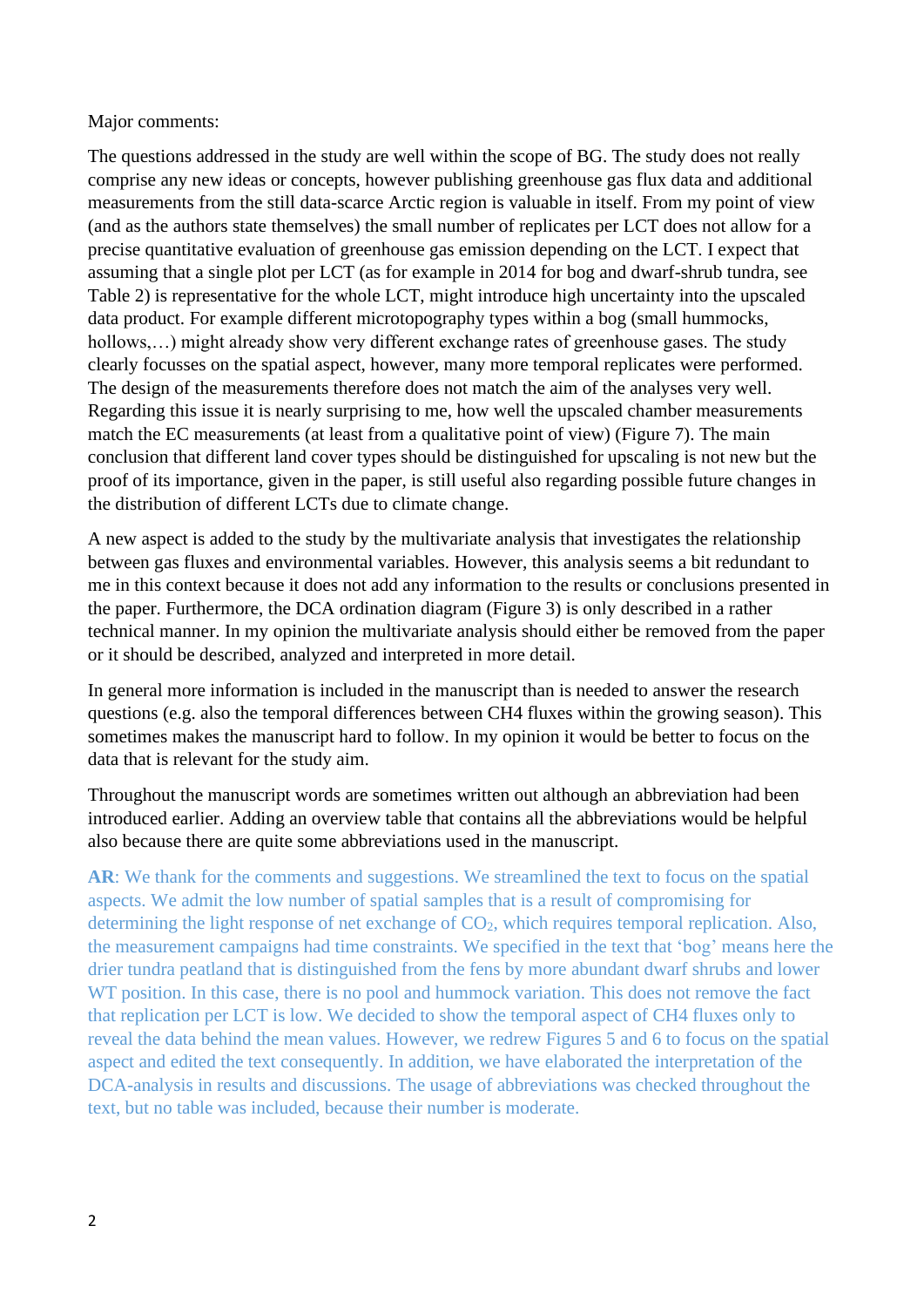Major comments:

The questions addressed in the study are well within the scope of BG. The study does not really comprise any new ideas or concepts, however publishing greenhouse gas flux data and additional measurements from the still data-scarce Arctic region is valuable in itself. From my point of view (and as the authors state themselves) the small number of replicates per LCT does not allow for a precise quantitative evaluation of greenhouse gas emission depending on the LCT. I expect that assuming that a single plot per LCT (as for example in 2014 for bog and dwarf-shrub tundra, see Table 2) is representative for the whole LCT, might introduce high uncertainty into the upscaled data product. For example different microtopography types within a bog (small hummocks, hollows,…) might already show very different exchange rates of greenhouse gases. The study clearly focusses on the spatial aspect, however, many more temporal replicates were performed. The design of the measurements therefore does not match the aim of the analyses very well. Regarding this issue it is nearly surprising to me, how well the upscaled chamber measurements match the EC measurements (at least from a qualitative point of view) (Figure 7). The main conclusion that different land cover types should be distinguished for upscaling is not new but the proof of its importance, given in the paper, is still useful also regarding possible future changes in the distribution of different LCTs due to climate change.

A new aspect is added to the study by the multivariate analysis that investigates the relationship between gas fluxes and environmental variables. However, this analysis seems a bit redundant to me in this context because it does not add any information to the results or conclusions presented in the paper. Furthermore, the DCA ordination diagram (Figure 3) is only described in a rather technical manner. In my opinion the multivariate analysis should either be removed from the paper or it should be described, analyzed and interpreted in more detail.

In general more information is included in the manuscript than is needed to answer the research questions (e.g. also the temporal differences between CH4 fluxes within the growing season). This sometimes makes the manuscript hard to follow. In my opinion it would be better to focus on the data that is relevant for the study aim.

Throughout the manuscript words are sometimes written out although an abbreviation had been introduced earlier. Adding an overview table that contains all the abbreviations would be helpful also because there are quite some abbreviations used in the manuscript.

**AR**: We thank for the comments and suggestions. We streamlined the text to focus on the spatial aspects. We admit the low number of spatial samples that is a result of compromising for determining the light response of net exchange of $CO_2$, which requires temporal replication. Also, the measurement campaigns had time constraints. We specified in the text that 'bog' means here the drier tundra peatland that is distinguished from the fens by more abundant dwarf shrubs and lower WT position. In this case, there is no pool and hummock variation. This does not remove the fact that replication per LCT is low. We decided to show the temporal aspect of CH4 fluxes only to reveal the data behind the mean values. However, we redrew Figures 5 and 6 to focus on the spatial aspect and edited the text consequently. In addition, we have elaborated the interpretation of the DCA-analysis in results and discussions. The usage of abbreviations was checked throughout the text, but no table was included, because their number is moderate.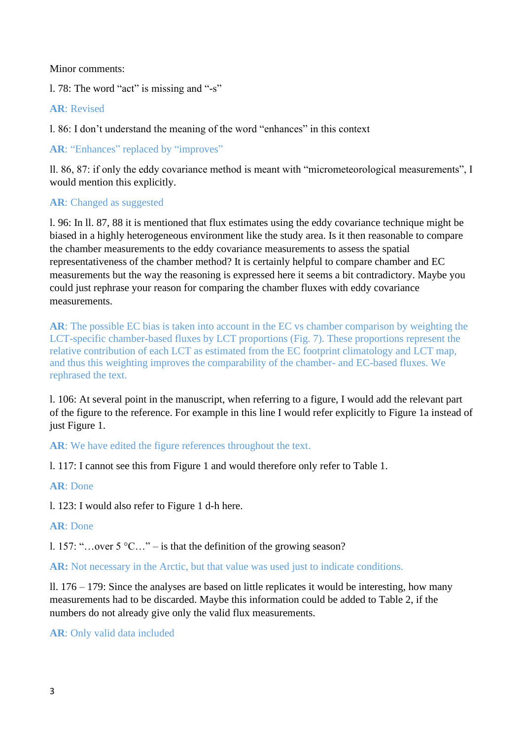Minor comments:

l. 78: The word "act" is missing and "-s"

**AR**: Revised

l. 86: I don't understand the meaning of the word "enhances" in this context

**AR**: "Enhances" replaced by "improves"

ll. 86, 87: if only the eddy covariance method is meant with "micrometeorological measurements", I would mention this explicitly.

**AR**: Changed as suggested

l. 96: In ll. 87, 88 it is mentioned that flux estimates using the eddy covariance technique might be biased in a highly heterogeneous environment like the study area. Is it then reasonable to compare the chamber measurements to the eddy covariance measurements to assess the spatial representativeness of the chamber method? It is certainly helpful to compare chamber and EC measurements but the way the reasoning is expressed here it seems a bit contradictory. Maybe you could just rephrase your reason for comparing the chamber fluxes with eddy covariance measurements.

**AR**: The possible EC bias is taken into account in the EC vs chamber comparison by weighting the LCT-specific chamber-based fluxes by LCT proportions (Fig. 7). These proportions represent the relative contribution of each LCT as estimated from the EC footprint climatology and LCT map, and thus this weighting improves the comparability of the chamber- and EC-based fluxes. We rephrased the text.

l. 106: At several point in the manuscript, when referring to a figure, I would add the relevant part of the figure to the reference. For example in this line I would refer explicitly to Figure 1a instead of just Figure 1.

**AR**: We have edited the figure references throughout the text.

l. 117: I cannot see this from Figure 1 and would therefore only refer to Table 1.

**AR**: Done

l. 123: I would also refer to Figure 1 d-h here.

**AR**: Done

l. 157: "…over 5 °C…" – is that the definition of the growing season?

**AR:** Not necessary in the Arctic, but that value was used just to indicate conditions.

ll. 176 – 179: Since the analyses are based on little replicates it would be interesting, how many measurements had to be discarded. Maybe this information could be added to Table 2, if the numbers do not already give only the valid flux measurements.

**AR**: Only valid data included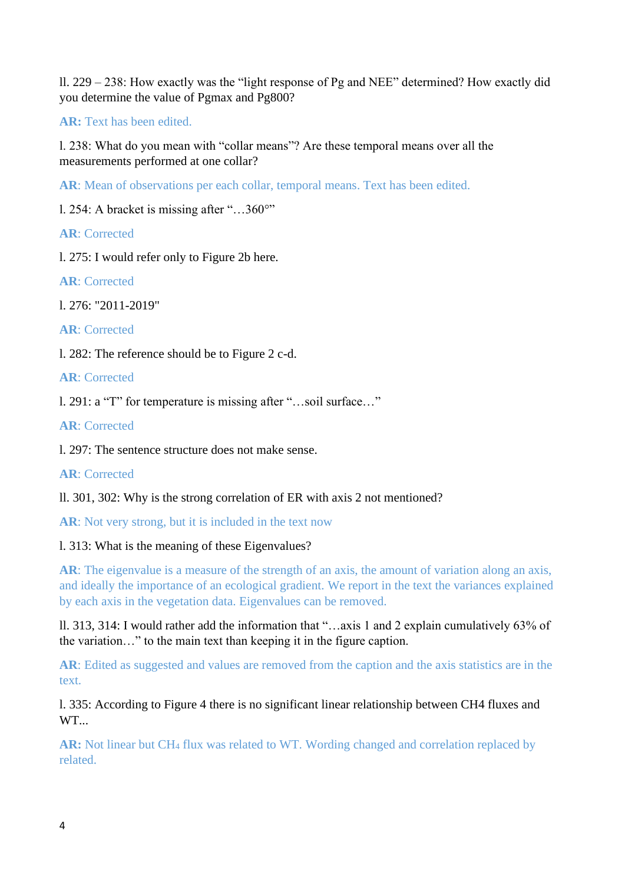ll. 229 – 238: How exactly was the “light response of Pg and NEE” determined? How exactly did you determine the value of Pgmax and Pg800?

**AR:** Text has been edited.

l. 238: What do you mean with “collar means”? Are these temporal means over all the measurements performed at one collar?

**AR**: Mean of observations per each collar, temporal means. Text has been edited.

l. 254: A bracket is missing after “…360°”

**AR**: Corrected

l. 275: I would refer only to Figure 2b here.

**AR**: Corrected

l. 276: "2011-2019"

**AR**: Corrected

l. 282: The reference should be to Figure 2 c-d.

**AR**: Corrected

l. 291: a “T” for temperature is missing after “…soil surface…”

**AR**: Corrected

l. 297: The sentence structure does not make sense.

**AR**: Corrected

ll. 301, 302: Why is the strong correlation of ER with axis 2 not mentioned?

**AR**: Not very strong, but it is included in the text now

l. 313: What is the meaning of these Eigenvalues?

**AR**: The eigenvalue is a measure of the strength of an axis, the amount of variation along an axis, and ideally the importance of an ecological gradient. We report in the text the variances explained by each axis in the vegetation data. Eigenvalues can be removed.

ll. 313, 314: I would rather add the information that “…axis 1 and 2 explain cumulatively 63% of the variation…” to the main text than keeping it in the figure caption.

**AR**: Edited as suggested and values are removed from the caption and the axis statistics are in the text.

l. 335: According to Figure 4 there is no significant linear relationship between CH4 fluxes and WT...

**AR:** Not linear but $CH_4$ flux was related to WT. Wording changed and correlation replaced by related.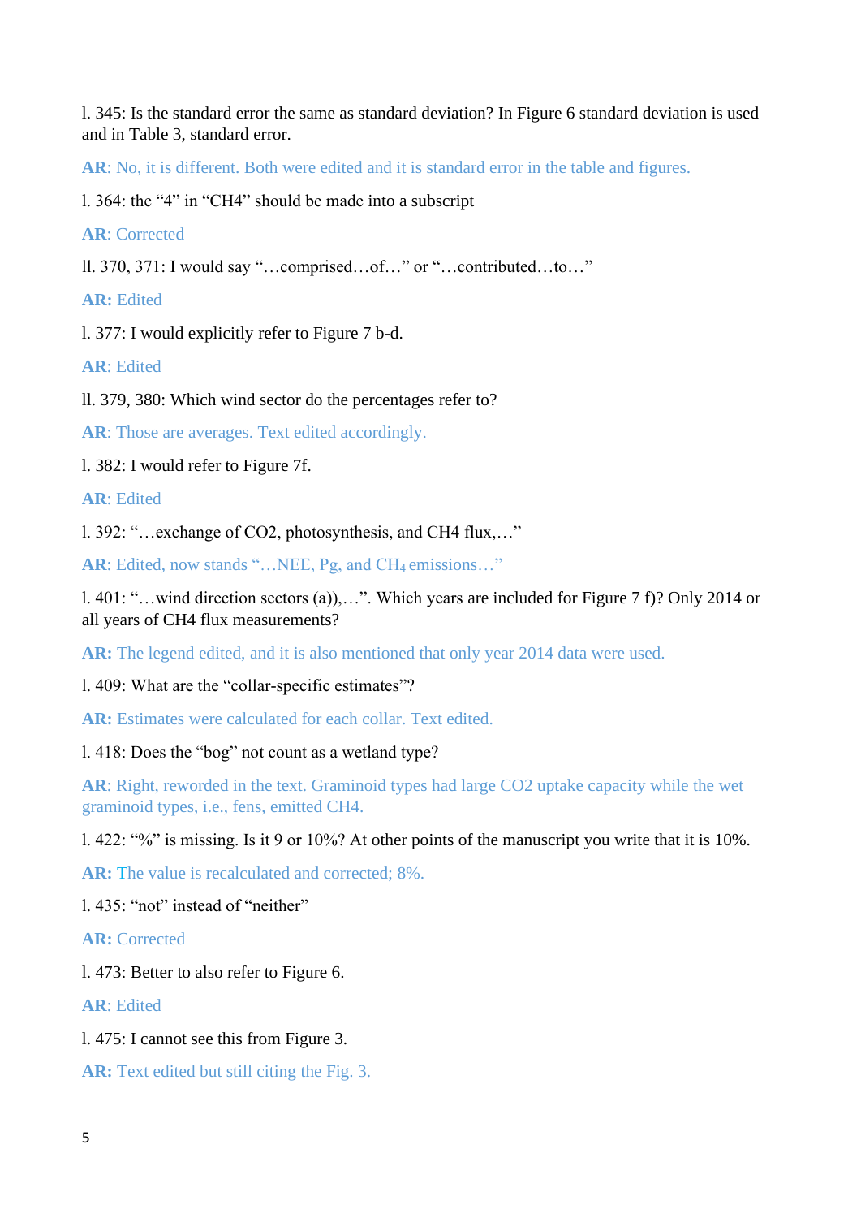l. 345: Is the standard error the same as standard deviation? In Figure 6 standard deviation is used and in Table 3, standard error.

**AR**: No, it is different. Both were edited and it is standard error in the table and figures.

l. 364: the “4” in “CH4” should be made into a subscript

**AR**: Corrected

ll. 370, 371: I would say “…comprised…of…” or “…contributed…to…”

**AR:** Edited

l. 377: I would explicitly refer to Figure 7 b-d.

**AR**: Edited

ll. 379, 380: Which wind sector do the percentages refer to?

**AR**: Those are averages. Text edited accordingly.

l. 382: I would refer to Figure 7f.

**AR**: Edited

l. 392: “…exchange of CO2, photosynthesis, and CH4 flux,…”

**AR**: Edited, now stands “…NEE, Pg, and $CH_4$ emissions…”

l. 401: “…wind direction sectors (a)),…”. Which years are included for Figure 7 f)? Only 2014 or all years of CH4 flux measurements?

**AR:** The legend edited, and it is also mentioned that only year 2014 data were used.

l. 409: What are the “collar-specific estimates”?

**AR:** Estimates were calculated for each collar. Text edited.

l. 418: Does the “bog” not count as a wetland type?

**AR**: Right, reworded in the text. Graminoid types had large CO2 uptake capacity while the wet graminoid types, i.e., fens, emitted CH4.

l. 422: “%” is missing. Is it 9 or 10%? At other points of the manuscript you write that it is 10%.

**AR:** The value is recalculated and corrected; 8%.

l. 435: “not” instead of “neither”

**AR:** Corrected

l. 473: Better to also refer to Figure 6.

**AR**: Edited

l. 475: I cannot see this from Figure 3.

**AR:** Text edited but still citing the Fig. 3.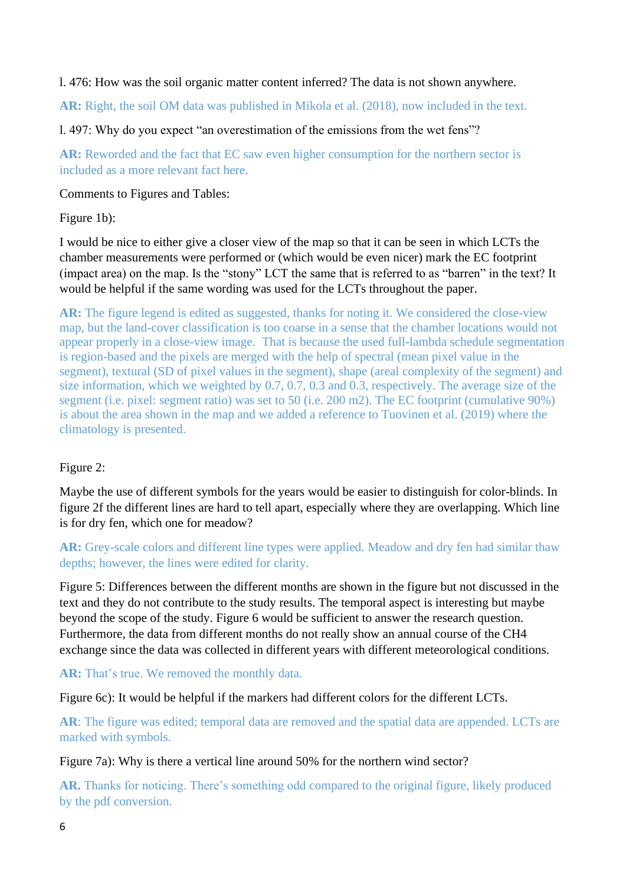l. 476: How was the soil organic matter content inferred? The data is not shown anywhere.

**AR:** Right, the soil OM data was published in Mikola et al. (2018), now included in the text.

l. 497: Why do you expect "an overestimation of the emissions from the wet fens"?

**AR:** Reworded and the fact that EC saw even higher consumption for the northern sector is included as a more relevant fact here.

Comments to Figures and Tables:

Figure 1b):

I would be nice to either give a closer view of the map so that it can be seen in which LCTs the chamber measurements were performed or (which would be even nicer) mark the EC footprint (impact area) on the map. Is the "stony" LCT the same that is referred to as "barren" in the text? It would be helpful if the same wording was used for the LCTs throughout the paper.

**AR:** The figure legend is edited as suggested, thanks for noting it. We considered the close-view map, but the land-cover classification is too coarse in a sense that the chamber locations would not appear properly in a close-view image. That is because the used full-lambda schedule segmentation is region-based and the pixels are merged with the help of spectral (mean pixel value in the segment), textural (SD of pixel values in the segment), shape (areal complexity of the segment) and size information, which we weighted by 0.7, 0.7, 0.3 and 0.3, respectively. The average size of the segment (i.e. pixel: segment ratio) was set to 50 (i.e. 200 m2). The EC footprint (cumulative 90%) is about the area shown in the map and we added a reference to Tuovinen et al. (2019) where the climatology is presented.

Figure 2:

Maybe the use of different symbols for the years would be easier to distinguish for color-blinds. In figure 2f the different lines are hard to tell apart, especially where they are overlapping. Which line is for dry fen, which one for meadow?

**AR:** Grey-scale colors and different line types were applied. Meadow and dry fen had similar thaw depths; however, the lines were edited for clarity.

Figure 5: Differences between the different months are shown in the figure but not discussed in the text and they do not contribute to the study results. The temporal aspect is interesting but maybe beyond the scope of the study. Figure 6 would be sufficient to answer the research question. Furthermore, the data from different months do not really show an annual course of the $CH_4$ exchange since the data was collected in different years with different meteorological conditions.

**AR:** That's true. We removed the monthly data.

Figure 6c): It would be helpful if the markers had different colors for the different LCTs.

**AR**: The figure was edited; temporal data are removed and the spatial data are appended. LCTs are marked with symbols.

Figure 7a): Why is there a vertical line around 50% for the northern wind sector?

**AR.** Thanks for noticing. There's something odd compared to the original figure, likely produced by the pdf conversion.